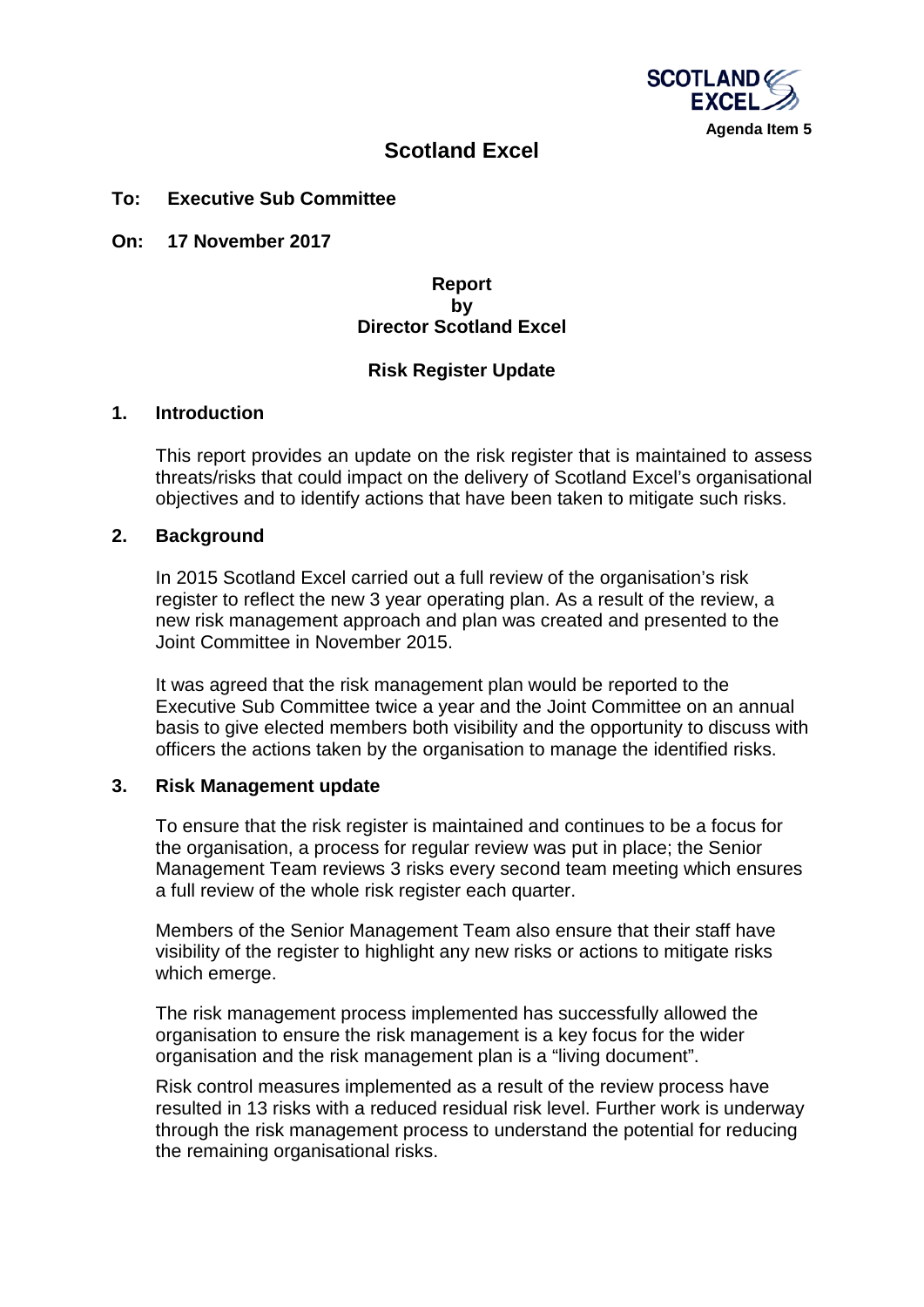SCOTLAND EXCEL

**Agenda Item 5**

# Scotland Excel

**To: Executive Sub Committee**

**On: 17 November 2017**

**Report**
**by**
**Director Scotland Excel**

**Risk Register Update**

## 1. Introduction

This report provides an update on the risk register that is maintained to assess threats/risks that could impact on the delivery of Scotland Excel's organisational objectives and to identify actions that have been taken to mitigate such risks.

## 2. Background

In 2015 Scotland Excel carried out a full review of the organisation's risk register to reflect the new 3 year operating plan. As a result of the review, a new risk management approach and plan was created and presented to the Joint Committee in November 2015.

It was agreed that the risk management plan would be reported to the Executive Sub Committee twice a year and the Joint Committee on an annual basis to give elected members both visibility and the opportunity to discuss with officers the actions taken by the organisation to manage the identified risks.

## 3. Risk Management update

To ensure that the risk register is maintained and continues to be a focus for the organisation, a process for regular review was put in place; the Senior Management Team reviews 3 risks every second team meeting which ensures a full review of the whole risk register each quarter.

Members of the Senior Management Team also ensure that their staff have visibility of the register to highlight any new risks or actions to mitigate risks which emerge.

The risk management process implemented has successfully allowed the organisation to ensure the risk management is a key focus for the wider organisation and the risk management plan is a "living document".

Risk control measures implemented as a result of the review process have resulted in 13 risks with a reduced residual risk level. Further work is underway through the risk management process to understand the potential for reducing the remaining organisational risks.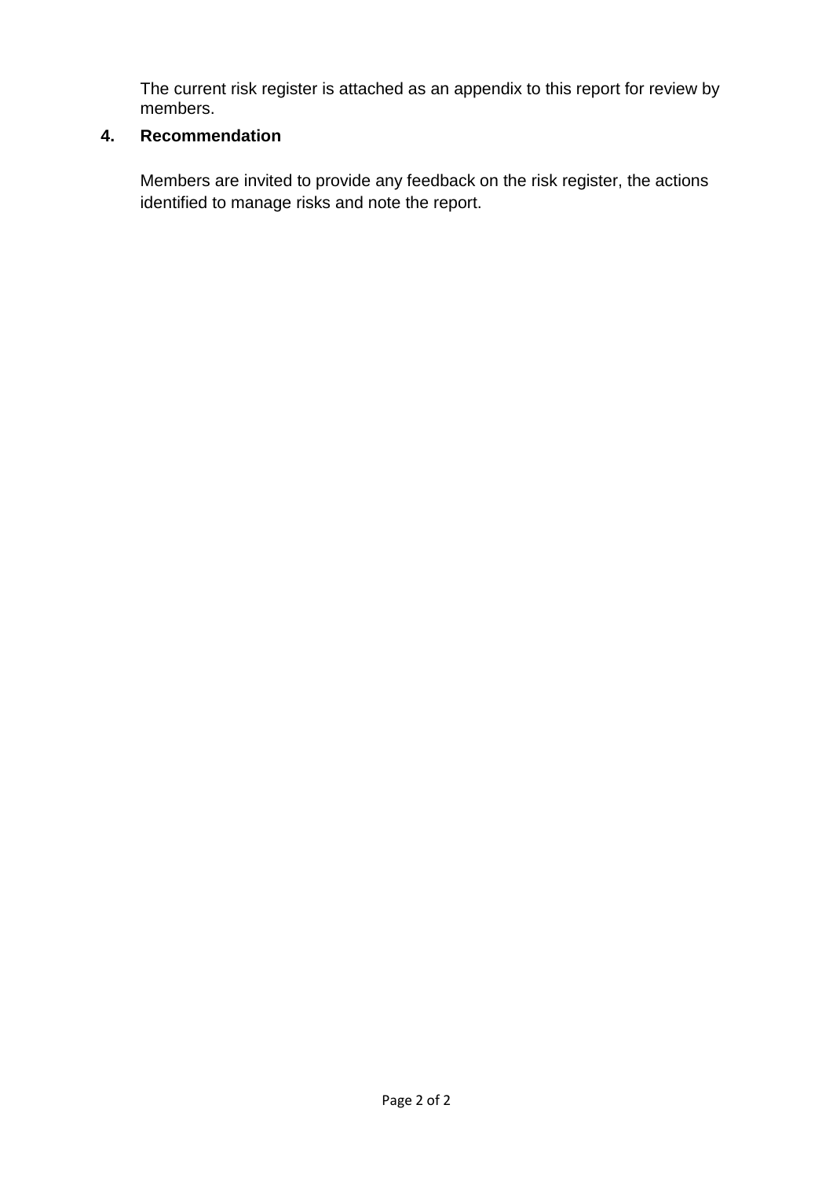The current risk register is attached as an appendix to this report for review by members.

## 4. Recommendation

Members are invited to provide any feedback on the risk register, the actions identified to manage risks and note the report.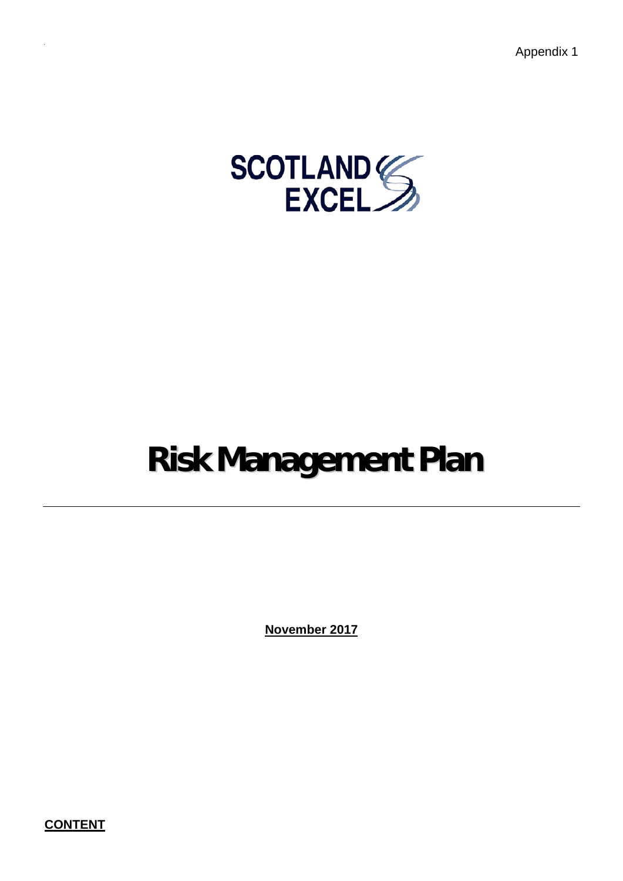Appendix 1

SCOTLAND EXCEL

# Risk Management Plan

---

**November 2017**

**CONTENT**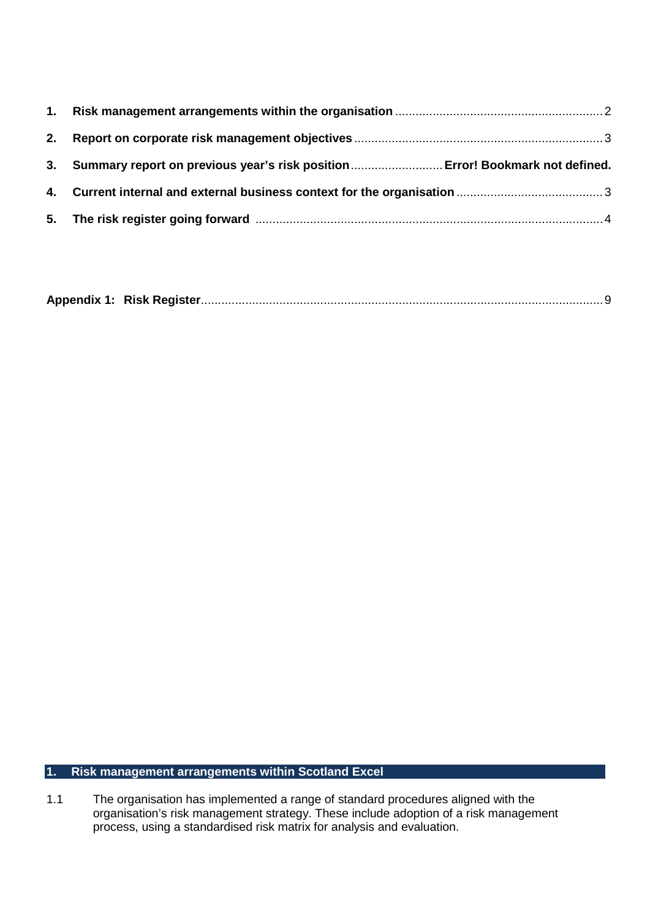1. **Risk management arrangements within the organisation** ............................................................ 2
2. **Report on corporate risk management objectives** ......................................................................... 3
3. **Summary report on previous year's risk position** ........................... **Error! Bookmark not defined.**
4. **Current internal and external business context for the organisation** ........................................... 3
5. **The risk register going forward** ..................................................................................................... 4

**Appendix 1: Risk Register** ..................................................................................................................... 9

## 1. Risk management arrangements within Scotland Excel

1.1 The organisation has implemented a range of standard procedures aligned with the organisation's risk management strategy. These include adoption of a risk management process, using a standardised risk matrix for analysis and evaluation.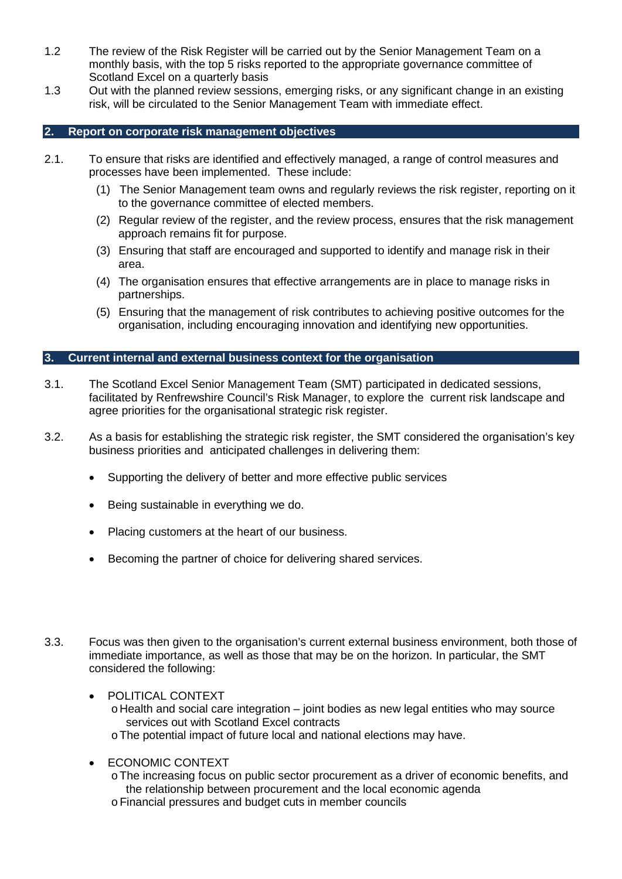1.2 The review of the Risk Register will be carried out by the Senior Management Team on a monthly basis, with the top 5 risks reported to the appropriate governance committee of Scotland Excel on a quarterly basis

1.3 Out with the planned review sessions, emerging risks, or any significant change in an existing risk, will be circulated to the Senior Management Team with immediate effect.

## 2. Report on corporate risk management objectives

2.1. To ensure that risks are identified and effectively managed, a range of control measures and processes have been implemented. These include:

(1) The Senior Management team owns and regularly reviews the risk register, reporting on it to the governance committee of elected members.

(2) Regular review of the register, and the review process, ensures that the risk management approach remains fit for purpose.

(3) Ensuring that staff are encouraged and supported to identify and manage risk in their area.

(4) The organisation ensures that effective arrangements are in place to manage risks in partnerships.

(5) Ensuring that the management of risk contributes to achieving positive outcomes for the organisation, including encouraging innovation and identifying new opportunities.

## 3. Current internal and external business context for the organisation

3.1. The Scotland Excel Senior Management Team (SMT) participated in dedicated sessions, facilitated by Renfrewshire Council's Risk Manager, to explore the current risk landscape and agree priorities for the organisational strategic risk register.

3.2. As a basis for establishing the strategic risk register, the SMT considered the organisation's key business priorities and anticipated challenges in delivering them:

- Supporting the delivery of better and more effective public services
- Being sustainable in everything we do.
- Placing customers at the heart of our business.
- Becoming the partner of choice for delivering shared services.

3.3. Focus was then given to the organisation's current external business environment, both those of immediate importance, as well as those that may be on the horizon. In particular, the SMT considered the following:

- POLITICAL CONTEXT
  - Health and social care integration – joint bodies as new legal entities who may source services out with Scotland Excel contracts
  - The potential impact of future local and national elections may have.
- ECONOMIC CONTEXT
  - The increasing focus on public sector procurement as a driver of economic benefits, and the relationship between procurement and the local economic agenda
  - Financial pressures and budget cuts in member councils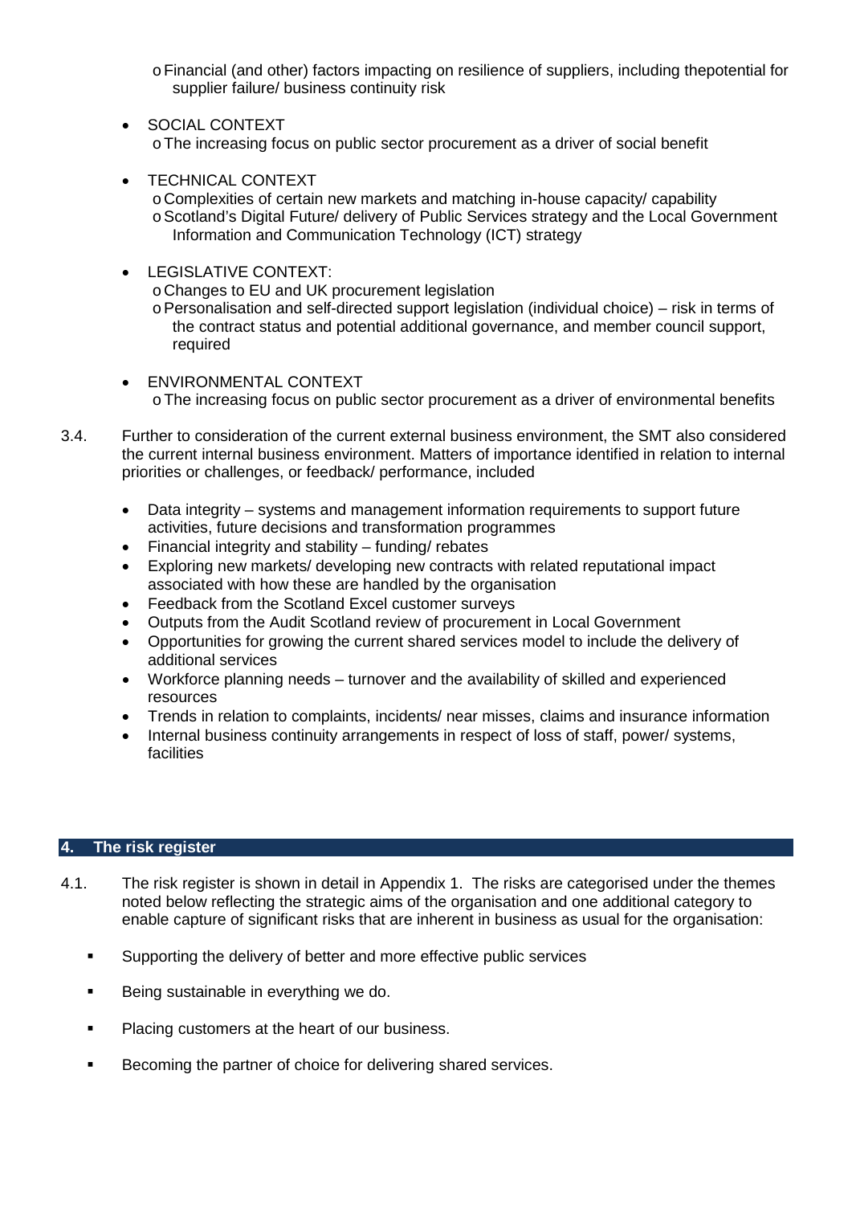- Financial (and other) factors impacting on resilience of suppliers, including thepotential for supplier failure/ business continuity risk

- SOCIAL CONTEXT
  - The increasing focus on public sector procurement as a driver of social benefit

- TECHNICAL CONTEXT
  - Complexities of certain new markets and matching in-house capacity/ capability
  - Scotland's Digital Future/ delivery of Public Services strategy and the Local Government Information and Communication Technology (ICT) strategy

- LEGISLATIVE CONTEXT:
  - Changes to EU and UK procurement legislation
  - Personalisation and self-directed support legislation (individual choice) – risk in terms of the contract status and potential additional governance, and member council support, required

- ENVIRONMENTAL CONTEXT
  - The increasing focus on public sector procurement as a driver of environmental benefits

3.4. Further to consideration of the current external business environment, the SMT also considered the current internal business environment. Matters of importance identified in relation to internal priorities or challenges, or feedback/ performance, included

- Data integrity – systems and management information requirements to support future activities, future decisions and transformation programmes
- Financial integrity and stability – funding/ rebates
- Exploring new markets/ developing new contracts with related reputational impact associated with how these are handled by the organisation
- Feedback from the Scotland Excel customer surveys
- Outputs from the Audit Scotland review of procurement in Local Government
- Opportunities for growing the current shared services model to include the delivery of additional services
- Workforce planning needs – turnover and the availability of skilled and experienced resources
- Trends in relation to complaints, incidents/ near misses, claims and insurance information
- Internal business continuity arrangements in respect of loss of staff, power/ systems, facilities

## 4. The risk register

4.1. The risk register is shown in detail in Appendix 1. The risks are categorised under the themes noted below reflecting the strategic aims of the organisation and one additional category to enable capture of significant risks that are inherent in business as usual for the organisation:

- Supporting the delivery of better and more effective public services
- Being sustainable in everything we do.
- Placing customers at the heart of our business.
- Becoming the partner of choice for delivering shared services.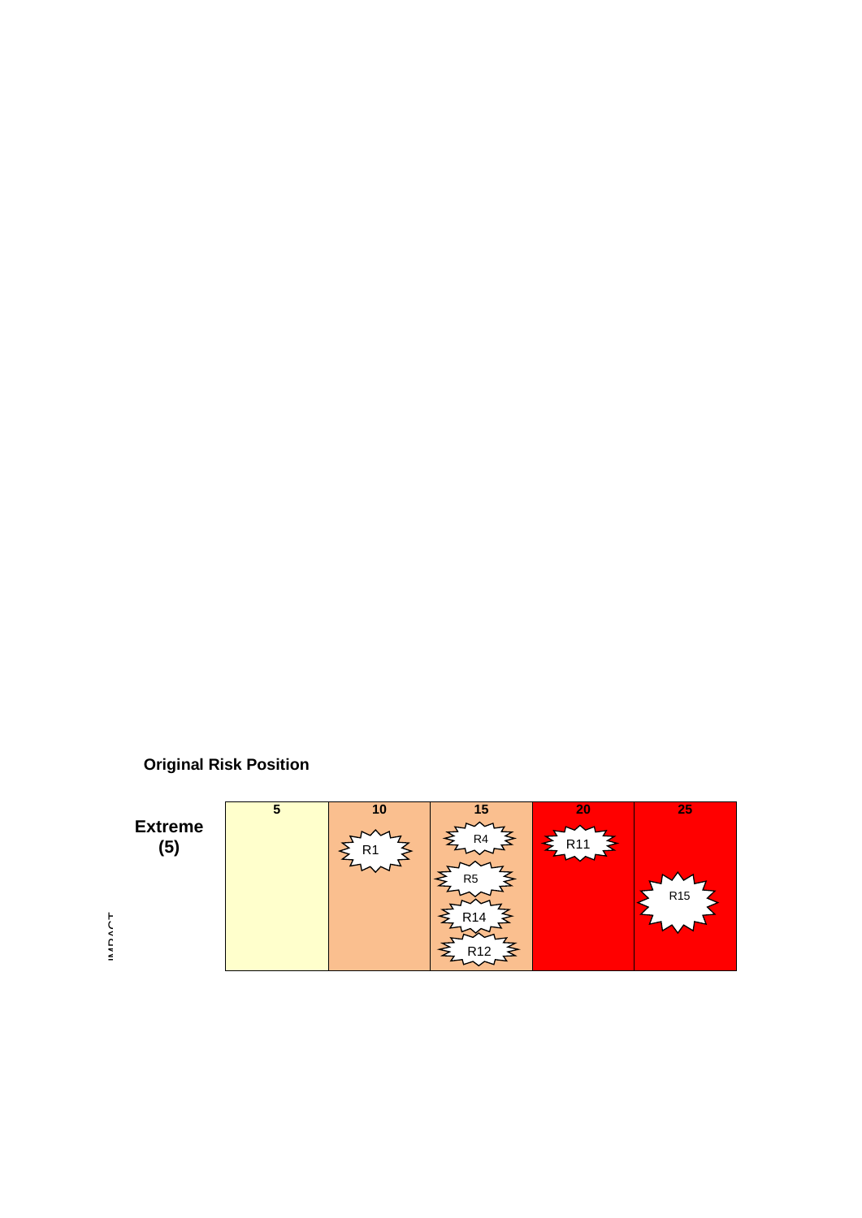**Original Risk Position**

| | 5 | 10 | 15 | 20 | 25 |
|---|---|---|---|---|---|
| **Extreme (5)** | | R1 | R4<br>R5<br>R14<br>R12 | R11 | R15 |

IMPACT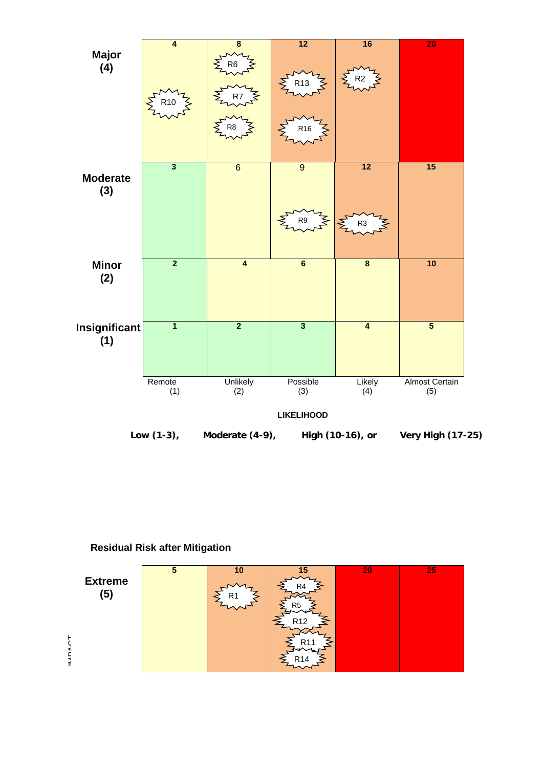| | Remote (1) | Unlikely (2) | Possible (3) | Likely (4) | Almost Certain (5) |
|---|---|---|---|---|---|
| **Major (4)** | 4 R10 | 8 R6 R7 R8 | 12 R13 R16 | 16 R2 | 20 |
| **Moderate (3)** | 3 | 6 | 9 R9 | 12 R3 | 15 |
| **Minor (2)** | 2 | 4 | 6 | 8 | 10 |
| **Insignificant (1)** | 1 | 2 | 3 | 4 | 5 |

**LIKELIHOOD**

**Low (1-3), Moderate (4-9), High (10-16), or Very High (17-25)**

**Residual Risk after Mitigation**

| IMPACT | | | | | |
|---|---|---|---|---|---|
| **Extreme (5)** | 5 | 10 R1 | 15 R4 R5 R12 R11 R14 | 20 | 25 |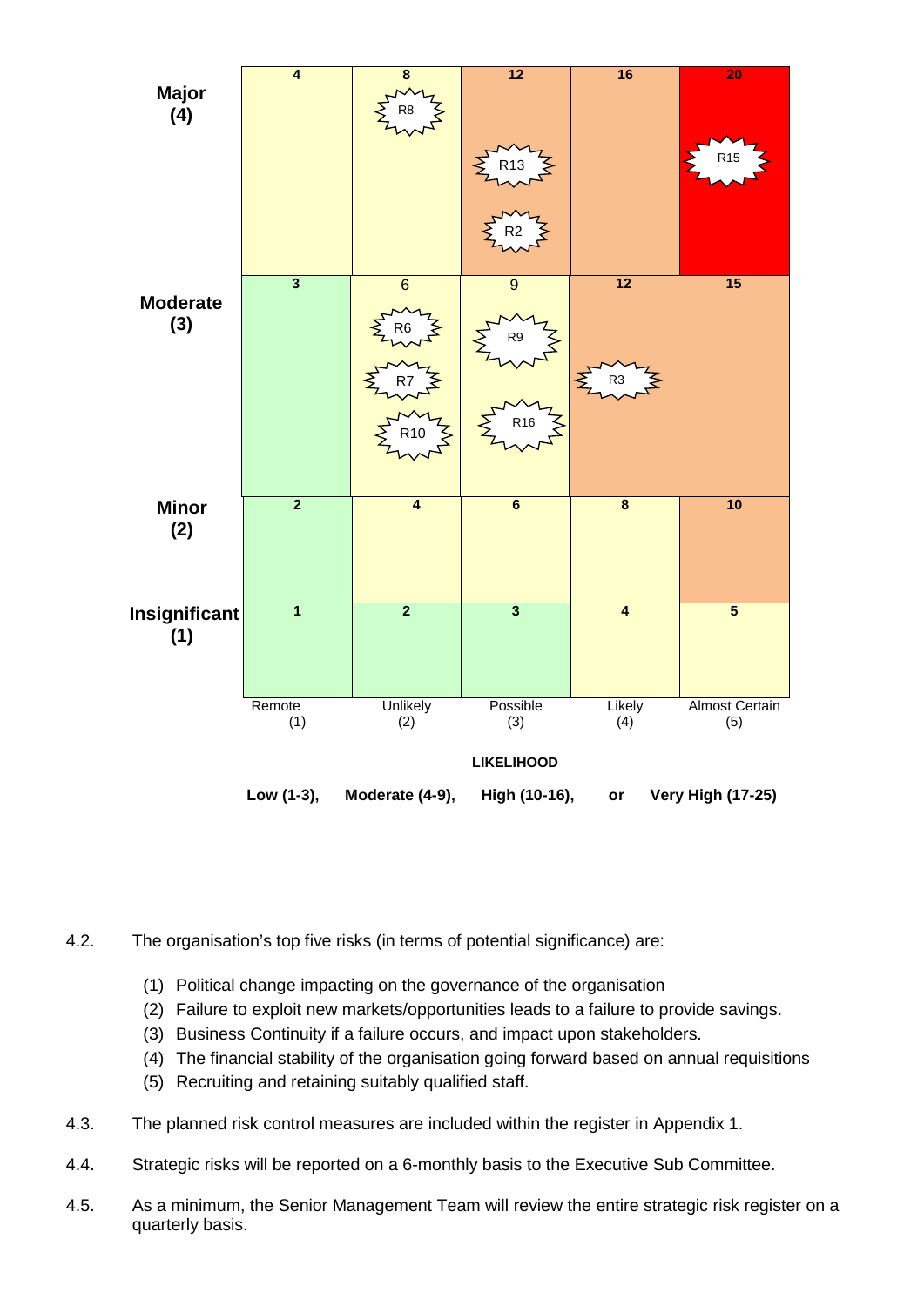| Impact | Remote (1) | Unlikely (2) | Possible (3) | Likely (4) | Almost Certain (5) |
|---|---|---|---|---|---|
| **Major (4)** | 4 | 8<br>R8 | 12<br>R13<br>R2 | 16 | 20<br>R15 |
| **Moderate (3)** | 3 | 6<br>R6<br>R7<br>R10 | 9<br>R9<br>R16 | 12<br>R3 | 15 |
| **Minor (2)** | 2 | 4 | 6 | 8 | 10 |
| **Insignificant (1)** | 1 | 2 | 3 | 4 | 5 |

**LIKELIHOOD**

**Low (1-3), Moderate (4-9), High (10-16), or Very High (17-25)**

4.2. The organisation's top five risks (in terms of potential significance) are:

(1) Political change impacting on the governance of the organisation
(2) Failure to exploit new markets/opportunities leads to a failure to provide savings.
(3) Business Continuity if a failure occurs, and impact upon stakeholders.
(4) The financial stability of the organisation going forward based on annual requisitions
(5) Recruiting and retaining suitably qualified staff.

4.3. The planned risk control measures are included within the register in Appendix 1.

4.4. Strategic risks will be reported on a 6-monthly basis to the Executive Sub Committee.

4.5. As a minimum, the Senior Management Team will review the entire strategic risk register on a quarterly basis.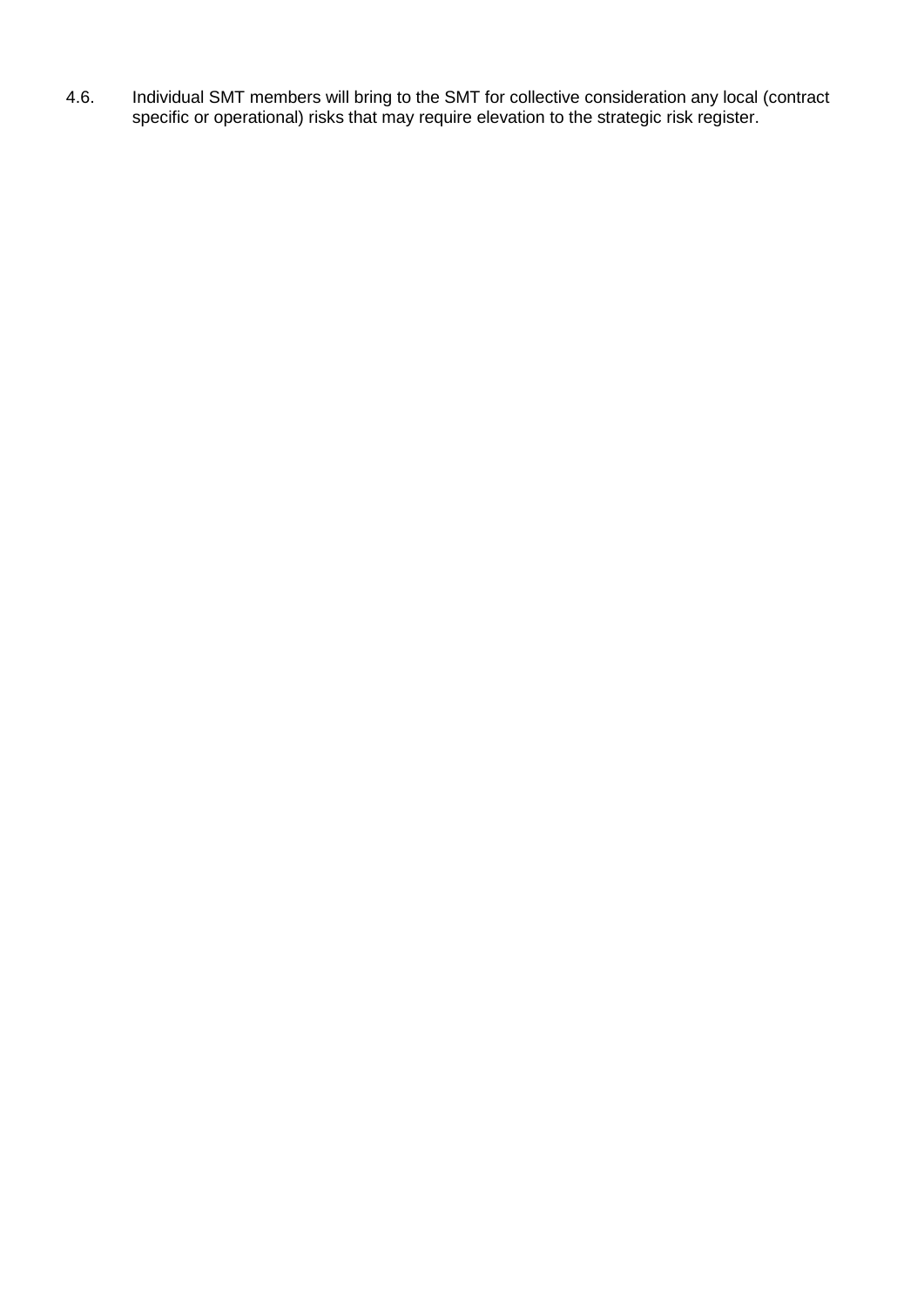4.6. Individual SMT members will bring to the SMT for collective consideration any local (contract specific or operational) risks that may require elevation to the strategic risk register.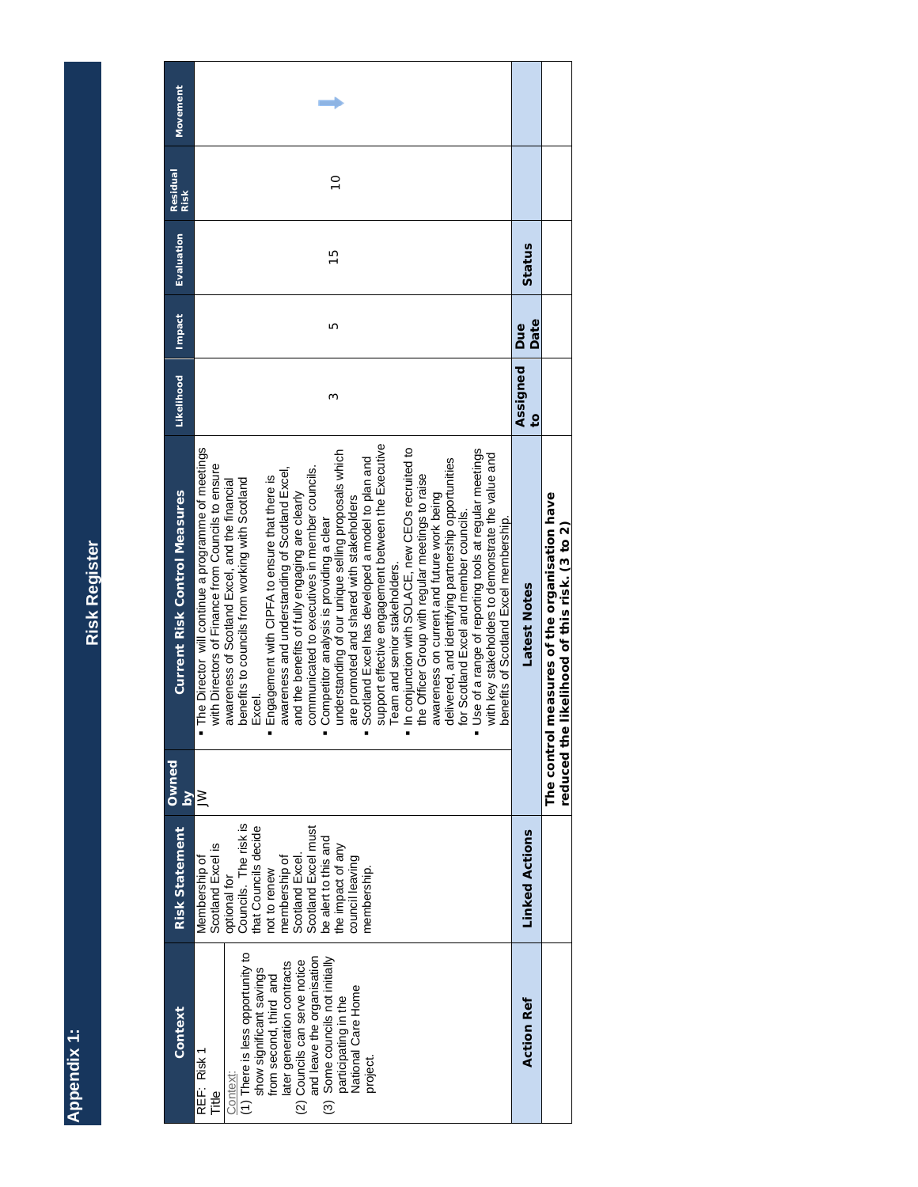## Appendix 1:

# Risk Register

| Context | Risk Statement | Owned by | Current Risk Control Measures | Likelihood | Impact | Evaluation | Residual Risk | Movement |
|---|---|---|---|---|---|---|---|---|
| REF: Risk 1<br>Title<br><br>Context:<br>(1) There is less opportunity to show significant savings from second, third and later generation contracts<br>(2) Councils can serve notice and leave the organisation<br>(3) Some councils not initially participating in the National Care Home project. | Membership of Scotland Excel is optional for Councils. The risk is that Councils decide not to renew membership of Scotland Excel. Scotland Excel must be alert to this and the impact of any council leaving membership. | JW | ▪ The Director will continue a programme of meetings with Directors of Finance from Councils to ensure awareness of Scotland Excel, and the financial benefits to councils from working with Scotland Excel.<br>▪ Engagement with CIPFA to ensure that there is awareness and understanding of Scotland Excel, and the benefits of fully engaging are clearly communicated to executives in member councils.<br>▪ Competitor analysis is providing a clear understanding of our unique selling proposals which are promoted and shared with stakeholders<br>▪ Scotland Excel has developed a model to plan and support effective engagement between the Executive Team and senior stakeholders.<br>▪ In conjunction with SOLACE, new CEOs recruited to the Officer Group with regular meetings to raise awareness on current and future work being delivered, and identifying partnership opportunities for Scotland Excel and member councils.<br>▪ Use of a range of reporting tools at regular meetings with key stakeholders to demonstrate the value and benefits of Scotland Excel membership. | 3 | 5 | 15 | 10 | → |
| **Action Ref** | **Linked Actions** | | **Latest Notes** | **Assigned to** | **Due Date** | **Status** | | |
| | | | **The control measures of the organisation have reduced the likelihood of this risk. (3 to 2)** | | | | | |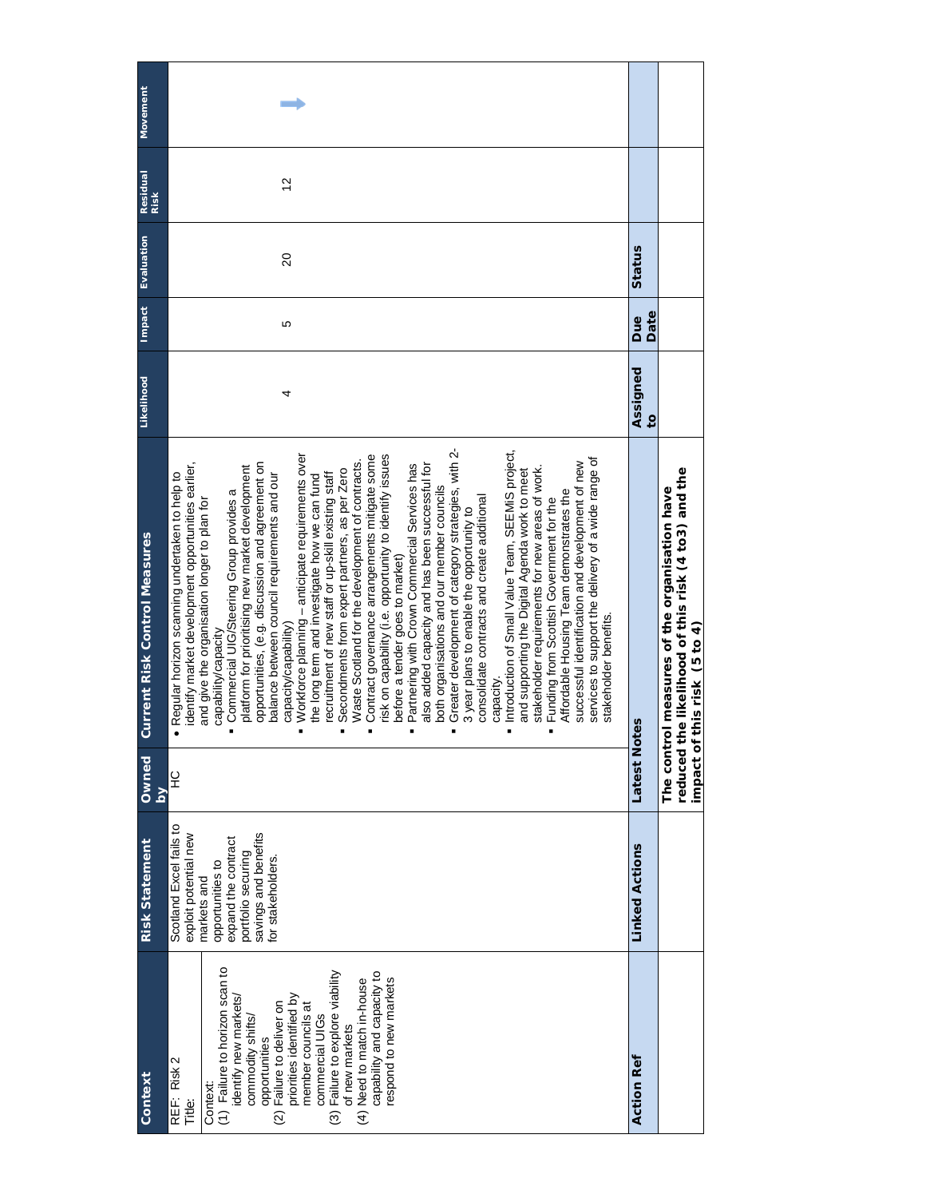| Context | Risk Statement | Owned by | Current Risk Control Measures | Likelihood | Impact | Evaluation | Residual Risk | Movement |
|---|---|---|---|---|---|---|---|---|
| REF: Risk 2<br>Title:<br><br>Context:<br>(1) Failure to horizon scan to identify new markets/ commodity shifts/ opportunities<br>(2) Failure to deliver on priorities identified by member councils at commercial UIGs<br>(3) Failure to explore viability of new markets<br>(4) Need to match in-house capability and capacity to respond to new markets | Scotland Excel fails to exploit potential new markets and opportunities to expand the contract portfolio securing savings and benefits for stakeholders. | HC | • Regular horizon scanning undertaken to help to identify market development opportunities earlier, and give the organisation longer to plan for capability/capacity<br>▪ Commercial UIG/Steering Group provides a platform for prioritising new market development opportunities, (e.g. discussion and agreement on balance between council requirements and our capacity/capability)<br>▪ Workforce planning – anticipate requirements over the long term and investigate how we can fund recruitment of new staff or up-skill existing staff<br>▪ Secondments from expert partners, as per Zero Waste Scotland for the development of contracts.<br>▪ Contract governance arrangements mitigate some risk on capability (i.e. opportunity to identify issues before a tender goes to market)<br>▪ Partnering with Crown Commercial Services has also added capacity and has been successful for both organisations and our member councils<br>▪ Greater development of category strategies, with 2-3 year plans to enable the opportunity to consolidate contracts and create additional capacity.<br>▪ Introduction of Small Value Team, SEEMIS project, and supporting the Digital Agenda work to meet stakeholder requirements for new areas of work.<br>▪ Funding from Scottish Government for the Affordable Housing Team demonstrates the successful identification and development of new services to support the delivery of a wide range of stakeholder benefits. | 4 | 5 | 20 | 12 | ➡ |
| **Action Ref** | **Linked Actions** | **Latest Notes** | | **Assigned to** | **Due Date** | **Status** | | |
| | | **The control measures of the organisation have reduced the likelihood of this risk (4 to3) and the impact of this risk (5 to 4)** | | | | | | |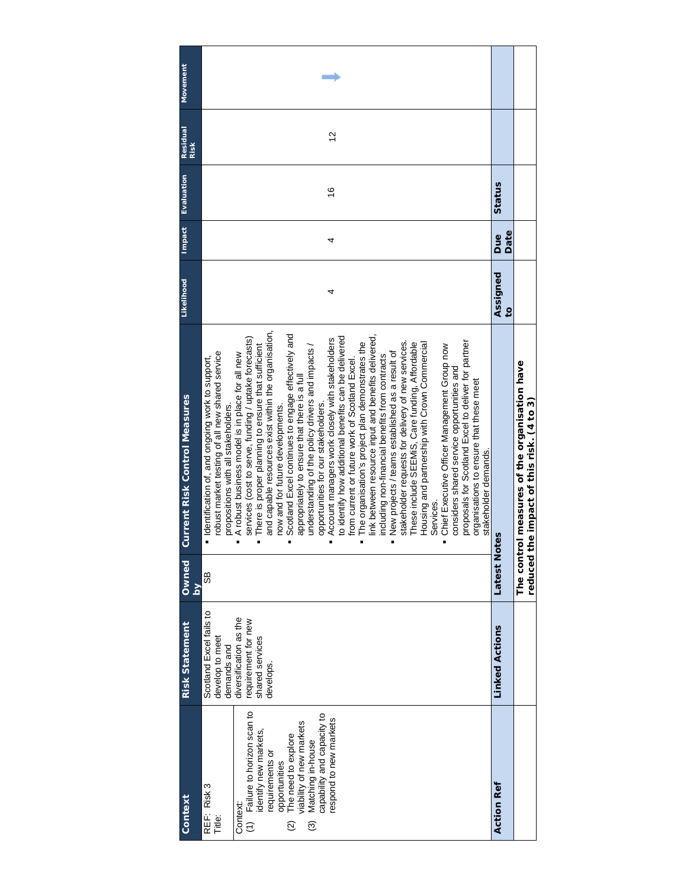| Context | Risk Statement | Owned by | Current Risk Control Measures | Likelihood | Impact | Evaluation | Residual Risk | Movement |
|---|---|---|---|---|---|---|---|---|
| REF: Risk 3<br>Title:<br><br>Context:<br>(1) Failure to horizon scan to identify new markets, requirements or opportunities<br>(2) The need to explore viability of new markets<br>(3) Matching in-house capability and capacity to respond to new markets | Scotland Excel fails to develop to meet demands and diversification as the requirement for new shared services develops. | SB | ▪ Identification of, and ongoing work to support, robust market testing of all new shared service propositions with all stakeholders.<br>▪ A robust business model is in place for all new services (cost to serve, funding / uptake forecasts)<br>▪ There is proper planning to ensure that sufficient and capable resources exist within the organisation, now and for future developments.<br>▪ Scotland Excel continues to engage effectively and appropriately to ensure that there is a full understanding of the policy drivers and impacts / opportunities for our stakeholders.<br>▪ Account managers work closely with stakeholders to identify how additional benefits can be delivered from current or future work of Scotland Excel.<br>▪ The organisation's project plan demonstrates the link between resource input and benefits delivered, including non-financial benefits from contracts<br>▪ New projects / teams established as a result of stakeholder requests for delivery of new services. These include SEEMiS, Care funding, Affordable Housing and partnership with Crown Commercial Services.<br>▪ Chief Executive Officer Management Group now considers shared service opportunities and proposals for Scotland Excel to deliver for partner organisations to ensure that these meet stakeholder demands. | 4 | 4 | 16 | 12 | → |

| Action Ref | Linked Actions | Latest Notes | Assigned to | Due Date | Status |
|---|---|---|---|---|---|
| | | **The control measures of the organisation have reduced the impact of this risk. (4 to 3)** | | | |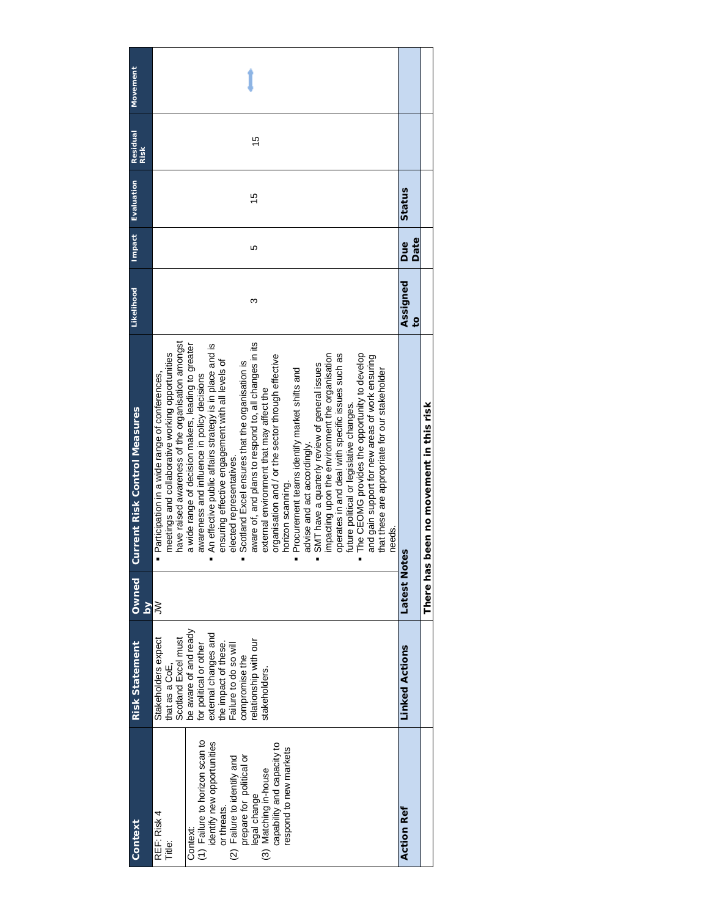| Context | Risk Statement | Owned by | Current Risk Control Measures | Likelihood | Impact | Evaluation | Residual Risk | Movement |
|---|---|---|---|---|---|---|---|---|
| REF: Risk 4<br>Title:<br><br>Context:<br>(1) Failure to horizon scan to identify new opportunities or threats.<br>(2) Failure to identify and prepare for political or legal change<br>(3) Matching in-house capability and capacity to respond to new markets | Stakeholders expect that as a CoE, Scotland Excel must be aware of and ready for political or other external changes and the impact of these. Failure to do so will compromise the relationship with our stakeholders. | JW | ▪ Participation in a wide range of conferences, meetings and collaborative working opportunities have raised awareness of the organisation amongst a wide range of decision makers, leading to greater awareness and influence in policy decisions<br>▪ An effective public affairs strategy is in place and is ensuring effective engagement with all levels of elected representatives.<br>▪ Scotland Excel ensures that the organisation is aware of, and plans to respond to, all changes in its external environment that may affect the organisation and / or the sector through effective horizon scanning.<br>▪ Procurement teams identify market shifts and advise and act accordingly.<br>▪ SMT have a quarterly review of general issues impacting upon the environment the organisation operates in and deal with specific issues such as future political or legislative changes.<br>▪ The CEOMG provides the opportunity to develop and gain support for new areas of work ensuring that these are appropriate for our stakeholder needs. | 3 | 5 | 15 | 15 | ↕ |

| Action Ref | Linked Actions | Latest Notes | Assigned to | Due Date | Status |
|---|---|---|---|---|---|
| | | **There has been no movement in this risk** | | | |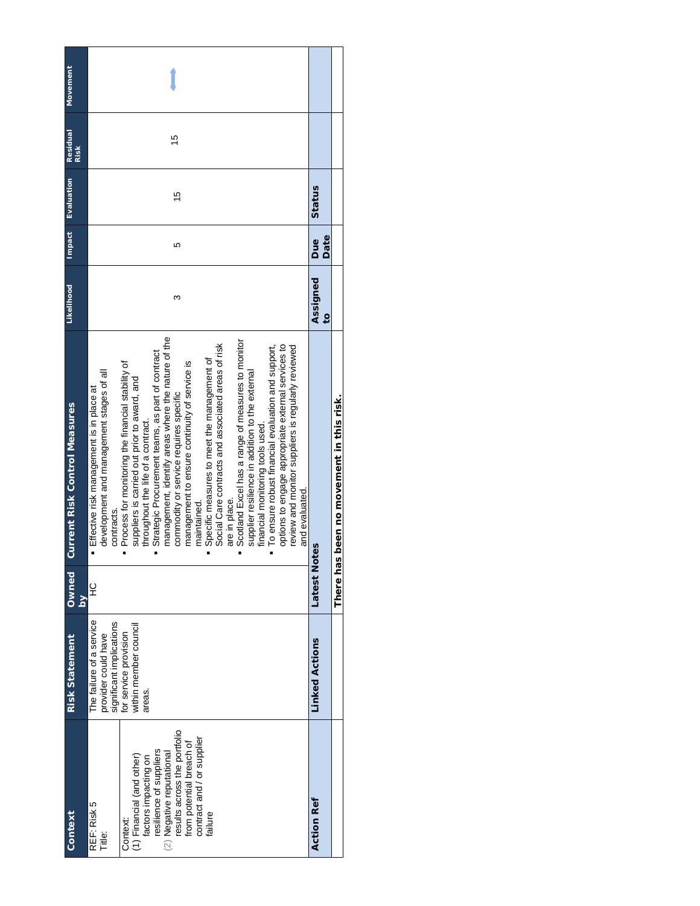| Context | Risk Statement | Owned by | Current Risk Control Measures | Likelihood | Impact | Evaluation | Residual Risk | Movement |
|---|---|---|---|---|---|---|---|---|
| REF: Risk 5<br>Title:<br><br>Context:<br>(1) Financial (and other) factors impacting on resilience of suppliers<br>(2) Negative reputational results across the portfolio from potential breach of contract and / or supplier failure | The failure of a service provider could have significant implications for service provision within member council areas. | HC | ▪ Effective risk management is in place at development and management stages of all contracts.<br>▪ Process for monitoring the financial stability of suppliers is carried out prior to award, and throughout the life of a contract.<br>▪ Strategic Procurement teams, as part of contract management, identify areas where the nature of the commodity or service requires specific management to ensure continuity of service is maintained.<br>▪ Specific measures to meet the management of Social Care contracts and associated areas of risk are in place.<br>▪ Scotland Excel has a range of measures to monitor supplier resilience in addition to the external financial monitoring tools used.<br>▪ To ensure robust financial evaluation and support, options to engage appropriate external services to review and monitor suppliers is regularly reviewed and evaluated. | 3 | 5 | 15 | 15 | ↕ |

| Action Ref | Linked Actions | Latest Notes | Assigned to | Due Date | Status |
|---|---|---|---|---|---|
| | | There has been no movement in this risk. | | | |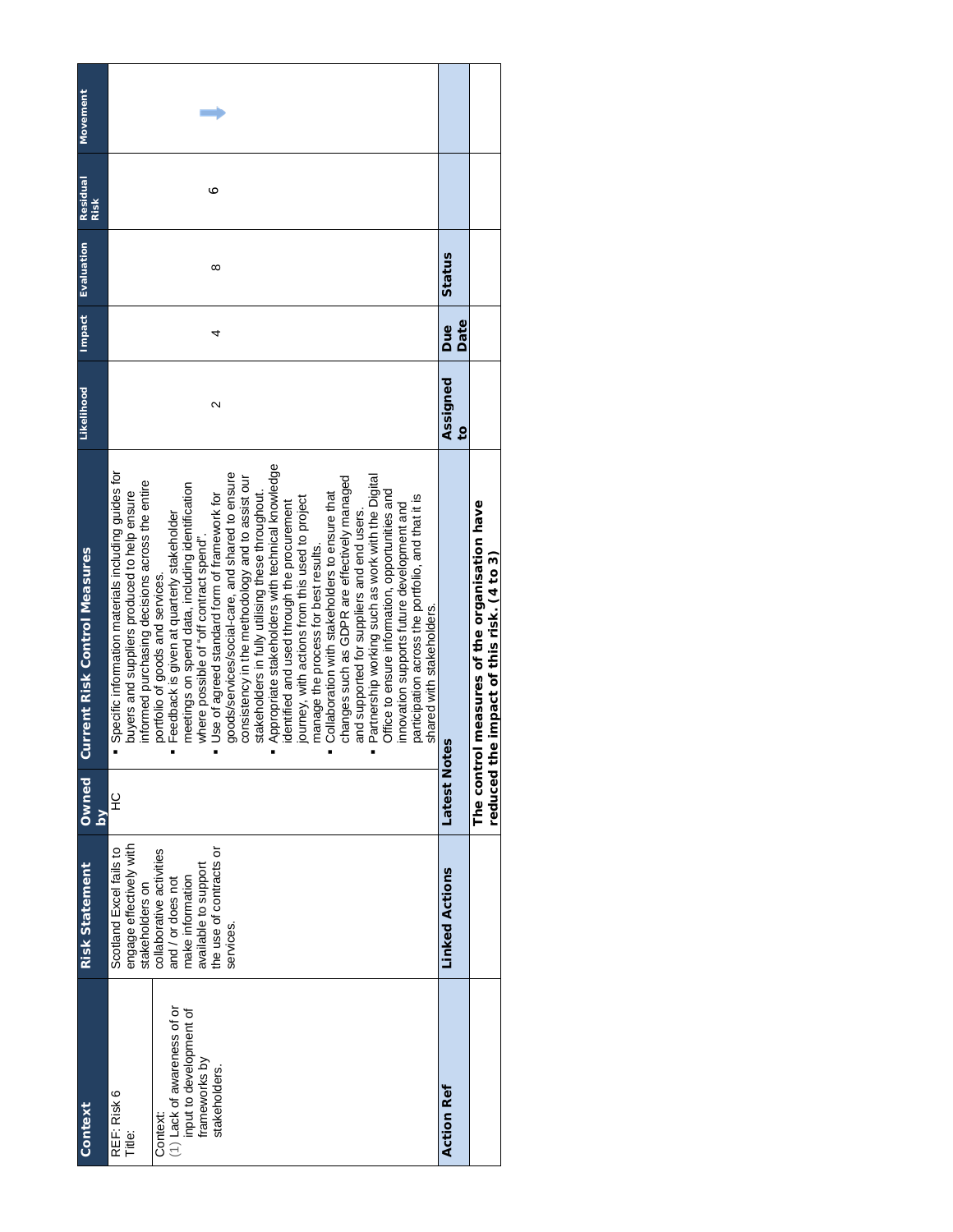| Context | Risk Statement | Owned by | Current Risk Control Measures | Likelihood | Impact | Evaluation | Residual Risk | Movement |
|---|---|---|---|---|---|---|---|---|
| REF: Risk 6<br>Title:<br><br>Context:<br>(1) Lack of awareness of or input to development of frameworks by stakeholders. | Scotland Excel fails to engage effectively with stakeholders on collaborative activities and / or does not make information available to support the use of contracts or services. | HC | ▪ Specific information materials including guides for buyers and suppliers produced to help ensure informed purchasing decisions across the entire portfolio of goods and services.<br>▪ Feedback is given at quarterly stakeholder meetings on spend data, including identification where possible of "off contract spend".<br>▪ Use of agreed standard form of framework for goods/services/social-care, and shared to ensure consistency in the methodology and to assist our stakeholders in fully utilising these throughout.<br>▪ Appropriate stakeholders with technical knowledge identified and used through the procurement journey, with actions from this used to project manage the process for best results.<br>▪ Collaboration with stakeholders to ensure that changes such as GDPR are effectively managed and supported for suppliers and end users.<br>▪ Partnership working such as work with the Digital Office to ensure information, opportunities and innovation supports future development and participation across the portfolio, and that it is shared with stakeholders. | 2 | 4 | 8 | 6 | → |
| **Action Ref** | **Linked Actions** | **Latest Notes** | | **Assigned to** | **Due Date** | **Status** | | |
| | | **The control measures of the organisation have reduced the impact of this risk. (4 to 3)** | | | | | | |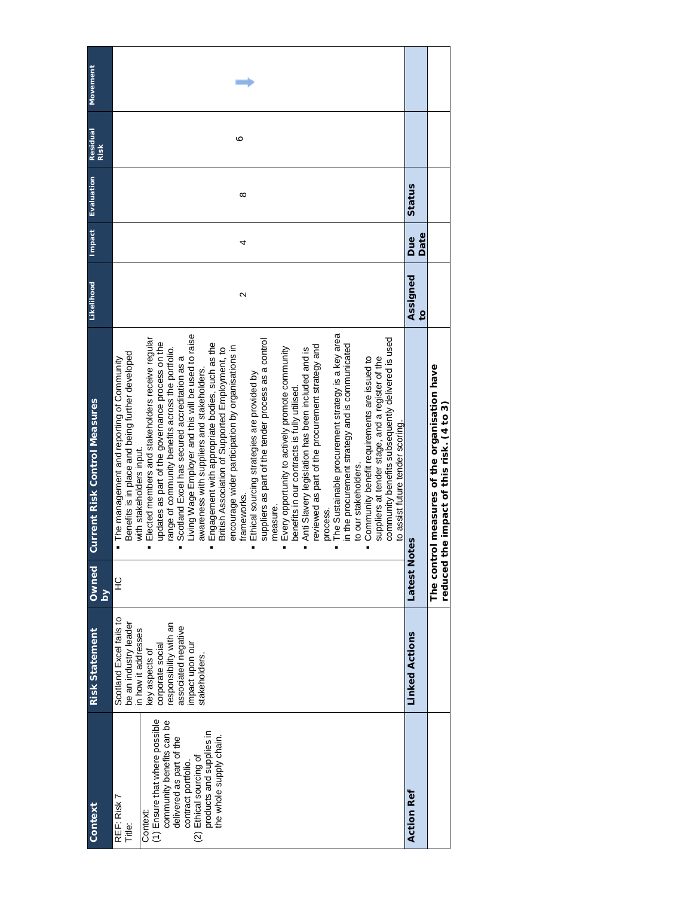| Context | Risk Statement | Owned by | Current Risk Control Measures | Likelihood | Impact | Evaluation | Residual Risk | Movement |
|---|---|---|---|---|---|---|---|---|
| REF: Risk 7<br>Title:<br><br>Context:<br>(1) Ensure that where possible community benefits can be delivered as part of the contract portfolio.<br>(2) Ethical sourcing of products and supplies in the whole supply chain. | Scotland Excel fails to be an industry leader in how it addresses key aspects of corporate social responsibility with an associated negative impact upon our stakeholders. | HC | ▪ The management and reporting of Community Benefits is in place and being further developed with stakeholders input.<br>▪ Elected members and stakeholders receive regular updates as part of the governance process on the range of community benefits across the portfolio.<br>▪ Scotland Excel has secured accreditation as a Living Wage Employer and this will be used to raise awareness with suppliers and stakeholders.<br>▪ Engagement with appropriate bodies, such as the British Association of Supported Employment, to encourage wider participation by organisations in frameworks.<br>▪ Ethical sourcing strategies are provided by suppliers as part of the tender process as a control measure.<br>▪ Every opportunity to actively promote community benefits in our contracts is fully utilised.<br>▪ Anti Slavery legislation has been included and is reviewed as part of the procurement strategy and process.<br>▪ The Sustainable procurement strategy is a key area in the procurement strategy and is communicated to our stakeholders.<br>▪ Community benefit requirements are issued to suppliers at tender stage, and a register of the community benefits subsequently delivered is used to assist future tender scoring. | 2 | 4 | 8 | 6 | → |
| **Action Ref** | **Linked Actions** | **Latest Notes** | | **Assigned to** | **Due Date** | **Status** | | |
| | | **The control measures of the organisation have reduced the impact of this risk. (4 to 3)** | | | | | | |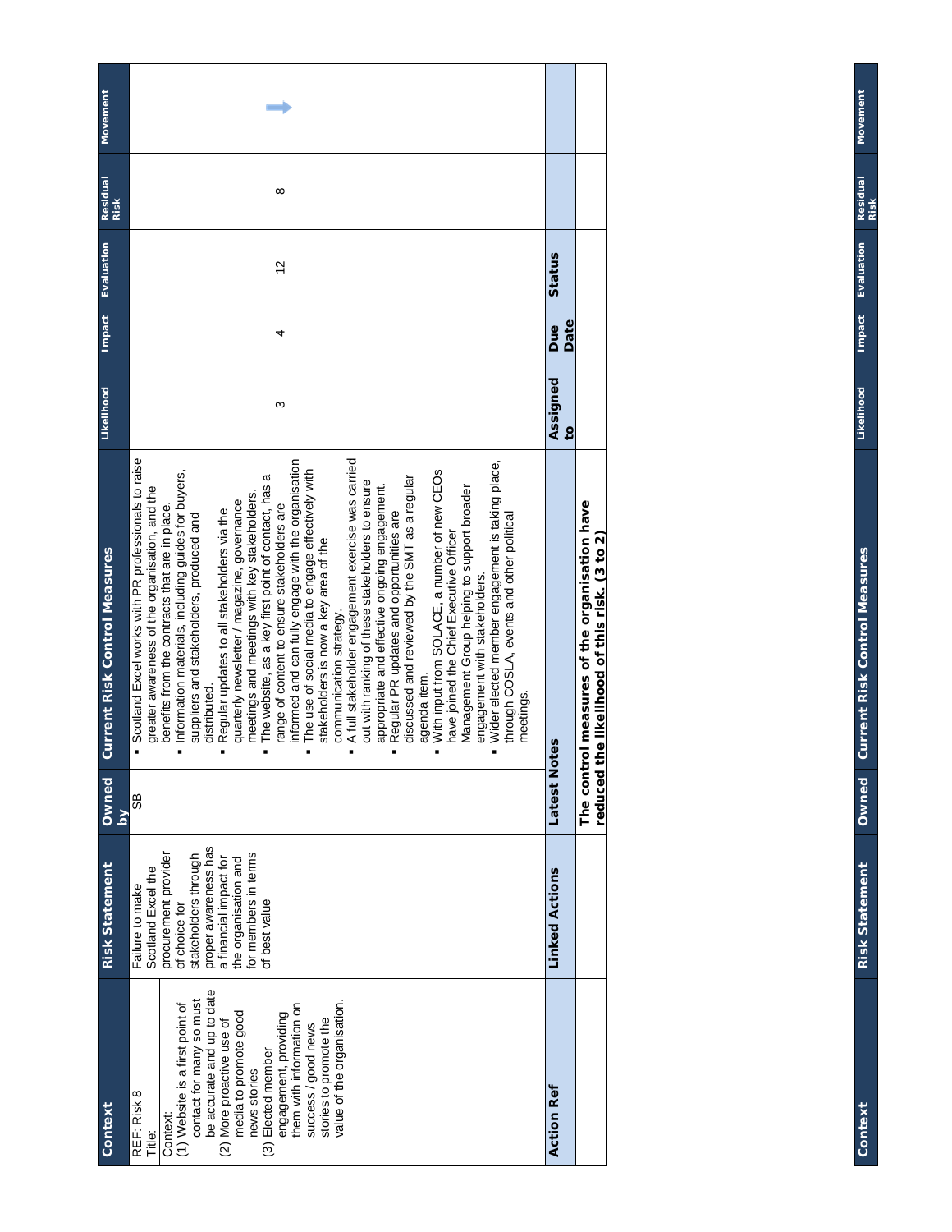| Context | Risk Statement | Owned by | Current Risk Control Measures | Likelihood | Impact | Evaluation | Residual Risk | Movement |
|---|---|---|---|---|---|---|---|---|
| REF: Risk 8<br>Title:<br>Context:<br>(1) Website is a first point of contact for many so must be accurate and up to date<br>(2) More proactive use of media to promote good news stories<br>(3) Elected member engagement, providing them with information on success / good news stories to promote the value of the organisation. | Failure to make Scotland Excel the procurement provider of choice for stakeholders through proper awareness has a financial impact for the organisation and for members in terms of best value | SB | ▪ Scotland Excel works with PR professionals to raise greater awareness of the organisation, and the benefits from the contracts that are in place.<br>▪ Information materials, including guides for buyers, suppliers and stakeholders, produced and distributed.<br>▪ Regular updates to all stakeholders via the quarterly newsletter / magazine, governance meetings and meetings with key stakeholders.<br>▪ The website, as a key first point of contact, has a range of content to ensure stakeholders are informed and can fully engage with the organisation<br>▪ The use of social media to engage effectively with stakeholders is now a key area of the communication strategy.<br>▪ A full stakeholder engagement exercise was carried out with ranking of these stakeholders to ensure appropriate and effective ongoing engagement.<br>▪ Regular PR updates and opportunities are discussed and reviewed by the SMT as a regular agenda item.<br>▪ With input from SOLACE, a number of new CEOs have joined the Chief Executive Officer Management Group helping to support broader engagement with stakeholders.<br>▪ Wider elected member engagement is taking place, through COSLA, events and other political meetings. | 3 | 4 | 12 | 8 | → |

| Action Ref | Linked Actions | Latest Notes | Assigned to | Due Date | Status |
|---|---|---|---|---|---|
| | | **The control measures of the organisation have reduced the likelihood of this risk. (3 to 2)** | | | |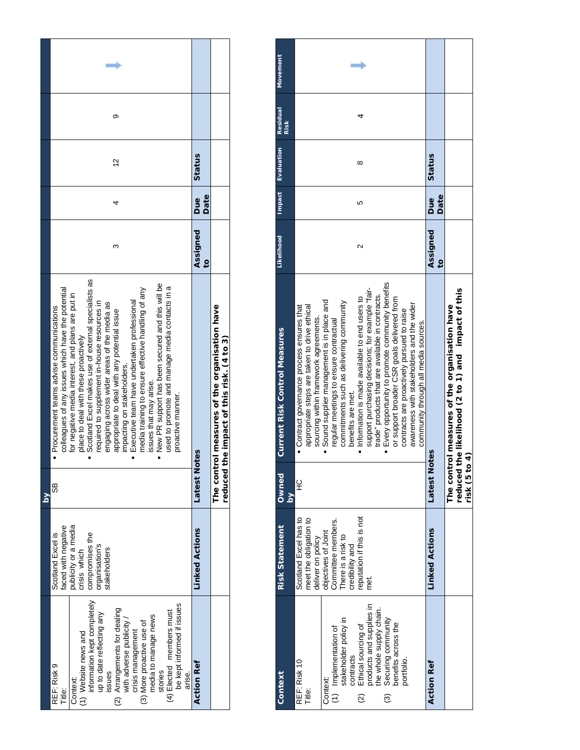| Context | Risk Statement | Owned by | Current Risk Control Measures | Likelihood | Impact | Evaluation | Residual Risk | Movement |
|---|---|---|---|---|---|---|---|---|
| REF: Risk 9<br>Title:<br>Context:<br>(1) Website news and information kept completely up to date reflecting any issues<br>(2) Arrangements for dealing with adverse publicity / crisis management<br>(3) More proactive use of media to manage news stories<br>(4) Elected members must be kept informed if issues arise. | Scotland Excel is faced with negative publicity or a media crisis which compromises the organisation's stakeholders | SB | ▪ Procurement teams advise communications colleagues of any issues which have the potential for negative media interest, and plans are put in place to deal with these proactively<br>▪ Scotland Excel makes use of external specialists as required to supplement in-house resources in engaging across wider areas of the media as appropriate to deal with any potential issue impacting on stakeholders.<br>▪ Executive team have undertaken professional media training to ensure effective handling of any issues that may arise.<br>▪ New PR support has been secured and this will be used to promote and manage media contacts in a proactive manner. | 3 | 4 | 12 | 9 | → |
| **Action Ref** | **Linked Actions** | **Latest Notes** | | **Assigned to** | **Due Date** | **Status** | | |
| | | **The control measures of the organisation have reduced the impact of this risk. (4 to 3)** | | | | | | |

| Context | Risk Statement | Owned by | Current Risk Control Measures | Likelihood | Impact | Evaluation | Residual Risk | Movement |
|---|---|---|---|---|---|---|---|---|
| REF: Risk 10<br>Title:<br>Context:<br>(1) Implementation of stakeholder policy in contracts<br>(2) Ethical sourcing of products and supplies in the whole supply chain.<br>(3) Securing community benefits across the portfolio. | Scotland Excel has to meet the obligation to deliver on policy objectives of Joint Committee members. There is a risk to credibility and reputation if this is not met. | HC | ▪ Contract governance process ensures that appropriate steps are taken to drive ethical sourcing within framework agreements.<br>▪ Sound supplier management is in place and regular meetings to ensure contractual commitments such as delivering community benefits are met.<br>▪ Information is made available to end users to support purchasing decisions; for example "fair-trade" products that are available in contracts.<br>▪ Every opportunity to promote community benefits or support broader CSR goals delivered from contracts are proactively pursued to raise awareness with stakeholders and the wider community through all media sources. | 2 | 5 | 8 | 4 | → |
| **Action Ref** | **Linked Actions** | **Latest Notes** | | **Assigned to** | **Due Date** | **Status** | | |
| | | **The control measures of the organisation have reduced the likelihood (2 to 1) and impact of this risk (5 to 4)** | | | | | | |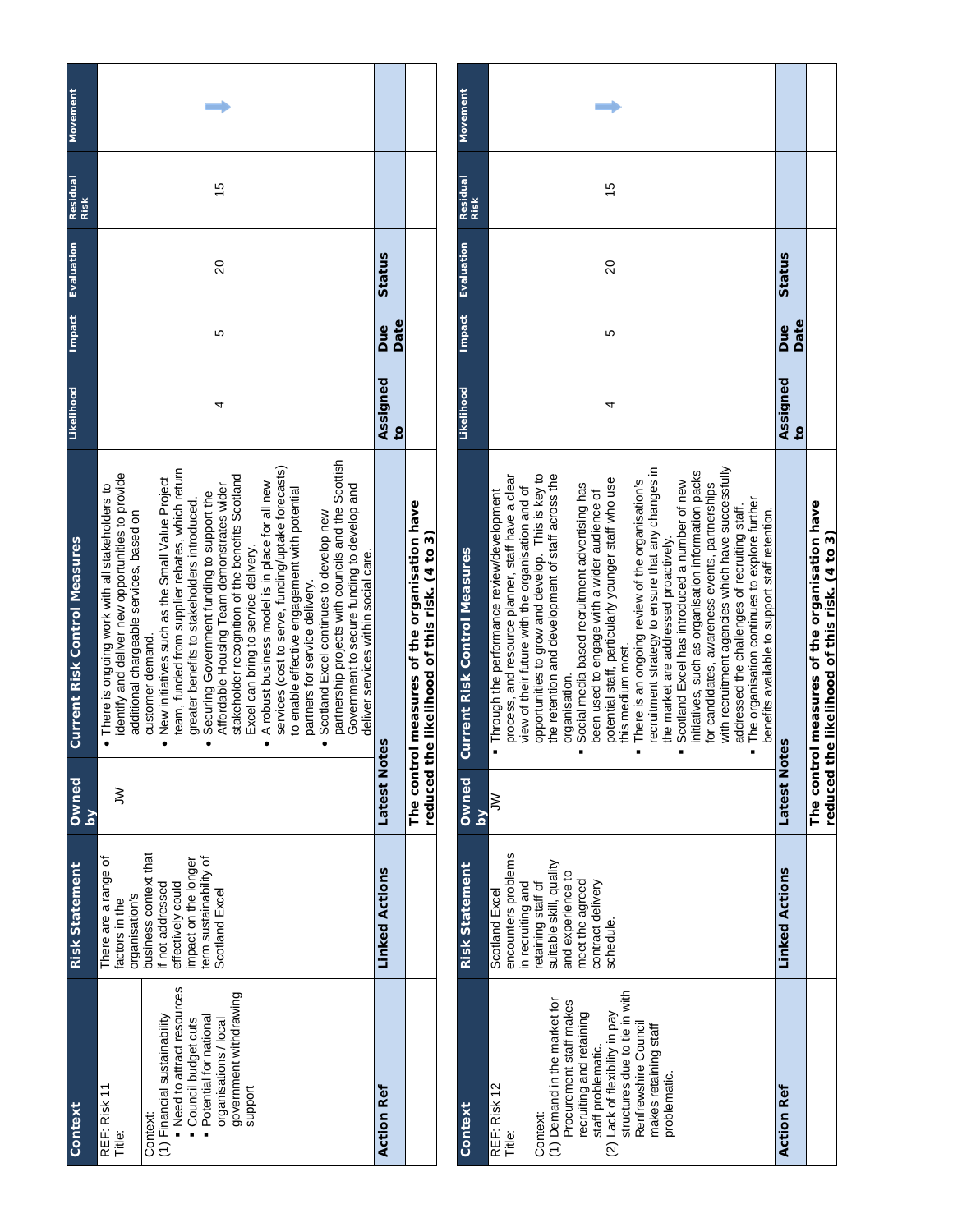| Context | Risk Statement | Owned by | Current Risk Control Measures | Likelihood | Impact | Evaluation | Residual Risk | Movement |
|---|---|---|---|---|---|---|---|---|
| REF: Risk 11<br>Title:<br><br>Context:<br>(1) Financial sustainability<br>▪ Need to attract resources<br>▪ Council budget cuts<br>▪ Potential for national organisations / local government withdrawing support | There are a range of factors in the organisation's business context that if not addressed effectively could impact on the longer term sustainability of Scotland Excel | JW | • There is ongoing work with all stakeholders to identify and deliver new opportunities to provide additional chargeable services, based on customer demand.<br>• New initiatives such as the Small Value Project team, funded from supplier rebates, which return greater benefits to stakeholders introduced.<br>• Securing Government funding to support the Affordable Housing Team demonstrates wider stakeholder recognition of the benefits Scotland Excel can bring to service delivery.<br>• A robust business model is in place for all new services (cost to serve, funding/uptake forecasts) to enable effective engagement with potential partners for service delivery.<br>• Scotland Excel continues to develop new partnership projects with councils and the Scottish Government to secure funding to develop and deliver services within social care. | 4 | 5 | 20 | 15 | → |
| **Action Ref** | **Linked Actions** | **Latest Notes** | | **Assigned to** | **Due Date** | **Status** | | |
| | | **The control measures of the organisation have reduced the likelihood of this risk. (4 to 3)** | | | | | | |

| Context | Risk Statement | Owned by | Current Risk Control Measures | Likelihood | Impact | Evaluation | Residual Risk | Movement |
|---|---|---|---|---|---|---|---|---|
| REF: Risk 12<br>Title:<br><br>Context:<br>(1) Demand in the market for Procurement staff makes recruiting and retaining staff problematic.<br>(2) Lack of flexibility in pay structures due to tie in with Renfrewshire Council makes retaining staff problematic. | Scotland Excel encounters problems in recruiting and retaining staff of suitable skill, quality and experience to meet the agreed contract delivery schedule. | JW | ▪ Through the performance review/development process, and resource planner, staff have a clear view of their future with the organisation and of opportunities to grow and develop. This is key to the retention and development of staff across the organisation.<br>▪ Social media based recruitment advertising has been used to engage with a wider audience of potential staff, particularly younger staff who use this medium most.<br>▪ There is an ongoing review of the organisation's recruitment strategy to ensure that any changes in the market are addressed proactively.<br>▪ Scotland Excel has introduced a number of new initiatives, such as organisation information packs for candidates, awareness events, partnerships with recruitment agencies which have successfully addressed the challenges of recruiting staff.<br>▪ The organisation continues to explore further benefits available to support staff retention. | 4 | 5 | 20 | 15 | → |
| **Action Ref** | **Linked Actions** | **Latest Notes** | | **Assigned to** | **Due Date** | **Status** | | |
| | | **The control measures of the organisation have reduced the likelihood of this risk. (4 to 3)** | | | | | | |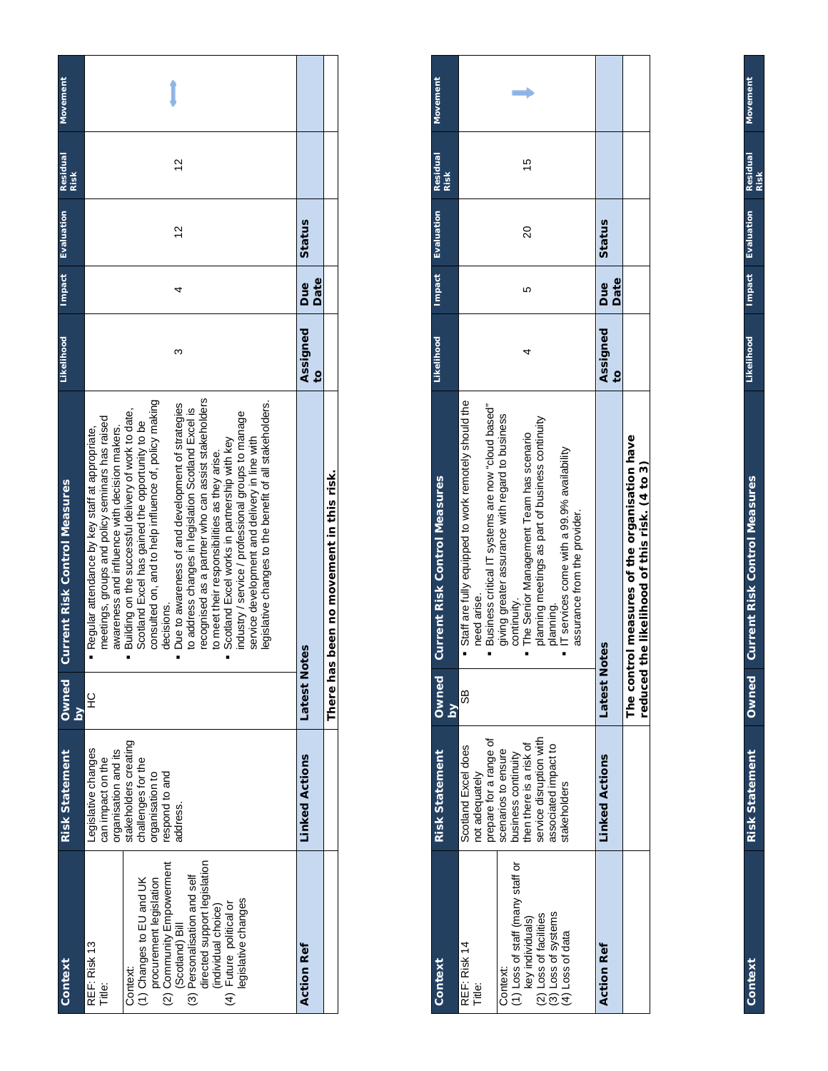| Context | Risk Statement | Owned by | Current Risk Control Measures | Likelihood | Impact | Evaluation | Residual Risk | Movement |
|---|---|---|---|---|---|---|---|---|
| REF: Risk 13<br>Title:<br><br>Context:<br>(1) Changes to EU and UK procurement legislation<br>(2) Community Empowerment (Scotland) Bill<br>(3) Personalisation and self directed support legislation (individual choice)<br>(4) Future political or legislative changes | Legislative changes can impact on the organisation and its stakeholders creating challenges for the organisation to respond to and address. | HC | ▪ Regular attendance by key staff at appropriate, meetings, groups and policy seminars has raised awareness and influence with decision makers.<br>▪ Building on the successful delivery of work to date, Scotland Excel has gained the opportunity to be consulted on, and to help influence of, policy making decisions.<br>▪ Due to awareness of and development of strategies to address changes in legislation Scotland Excel is recognised as a partner who can assist stakeholders to meet their responsibilities as they arise.<br>▪ Scotland Excel works in partnership with key industry / service / professional groups to manage service development and delivery in line with legislative changes to the benefit of all stakeholders. | 3 | 4 | 12 | 12 | ↕ |
| **Action Ref** | **Linked Actions** | **Latest Notes** | | **Assigned to** | **Due Date** | **Status** | | |
| | | **There has been no movement in this risk.** | | | | | | |

| Context | Risk Statement | Owned by | Current Risk Control Measures | Likelihood | Impact | Evaluation | Residual Risk | Movement |
|---|---|---|---|---|---|---|---|---|
| REF: Risk 14<br>Title:<br><br>Context:<br>(1) Loss of staff (many staff or key individuals)<br>(2) Loss of facilities<br>(3) Loss of systems<br>(4) Loss of data | Scotland Excel does not adequately prepare for a range of scenarios to ensure business continuity then there is a risk of service disruption with associated impact to stakeholders | SB | ▪ Staff are fully equipped to work remotely should the need arise.<br>▪ Business critical IT systems are now "cloud based" giving greater assurance with regard to business continuity.<br>▪ The Senior Management Team has scenario planning meetings as part of business continuity planning.<br>▪ IT services come with a 99.9% availability assurance from the provider. | 4 | 5 | 20 | 15 | → |
| **Action Ref** | **Linked Actions** | **Latest Notes** | | **Assigned to** | **Due Date** | **Status** | | |
| | | **The control measures of the organisation have reduced the likelihood of this risk. (4 to 3)** | | | | | | |

| Context | Risk Statement | Owned | Current Risk Control Measures | Likelihood | Impact | Evaluation | Residual Risk | Movement |
|---|---|---|---|---|---|---|---|---|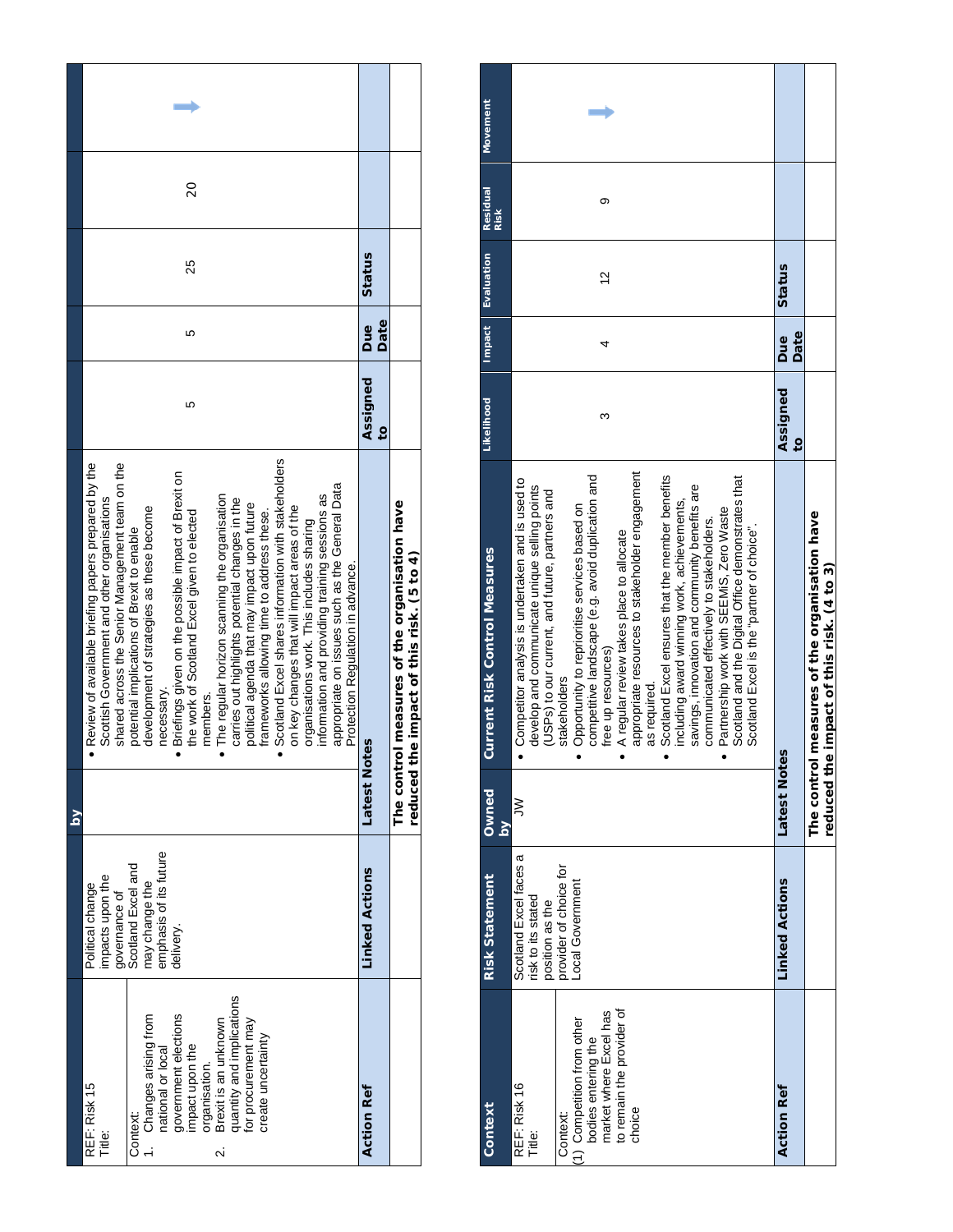| | | | | | | | | |
|---|---|---|---|---|---|---|---|---|
| REF: Risk 15<br>Title: | Political change impacts upon the governance of Scotland Excel and may change the emphasis of its future delivery. | | • Review of available briefing papers prepared by the Scottish Government and other organisations shared across the Senior Management team on the potential implications of Brexit to enable development of strategies as these become necessary.<br>• Briefings given on the possible impact of Brexit on the work of Scotland Excel given to elected members.<br>• The regular horizon scanning the organisation carries out highlights potential changes in the political agenda that may impact upon future frameworks allowing time to address these.<br>• Scotland Excel shares information with stakeholders on key changes that will impact areas of the organisations work. This includes sharing information and providing training sessions as appropriate on issues such as the General Data Protection Regulation in advance. | 5 | 5 | 25 | 20 | ➡ |
| Context:<br>1. Changes arising from national or local government elections impact upon the organisation.<br>2. Brexit is an unknown quantity and implications for procurement may create uncertainty | | | | | | | | |
| **Action Ref** | **Linked Actions** | | **Latest Notes** | **Assigned to** | **Due Date** | **Status** | | |
| | | | **The control measures of the organisation have reduced the impact of this risk. (5 to 4)** | | | | | |

| Context | Risk Statement | Owned by | Current Risk Control Measures | Likelihood | Impact | Evaluation | Residual Risk | Movement |
|---|---|---|---|---|---|---|---|---|
| REF: Risk 16<br>Title: | Scotland Excel faces a risk to its stated position as the provider of choice for Local Government | JW | • Competitor analysis is undertaken and is used to develop and communicate unique selling points (USPs) to our current, and future, partners and stakeholders<br>• Opportunity to reprioritise services based on competitive landscape (e.g. avoid duplication and free up resources)<br>• A regular review takes place to allocate appropriate resources to stakeholder engagement as required.<br>• Scotland Excel ensures that the member benefits including award winning work, achievements, savings, innovation and community benefits are communicated effectively to stakeholders.<br>• Partnership work with SEEMiS, Zero Waste Scotland and the Digital Office demonstrates that Scotland Excel is the "partner of choice". | 3 | 4 | 12 | 9 | ➡ |
| Context:<br>(1) Competition from other bodies entering the market where Excel has to remain the provider of choice | | | | | | | | |
| **Action Ref** | **Linked Actions** | | **Latest Notes** | **Assigned to** | **Due Date** | **Status** | | |
| | | | **The control measures of the organisation have reduced the impact of this risk. (4 to 3)** | | | | | |